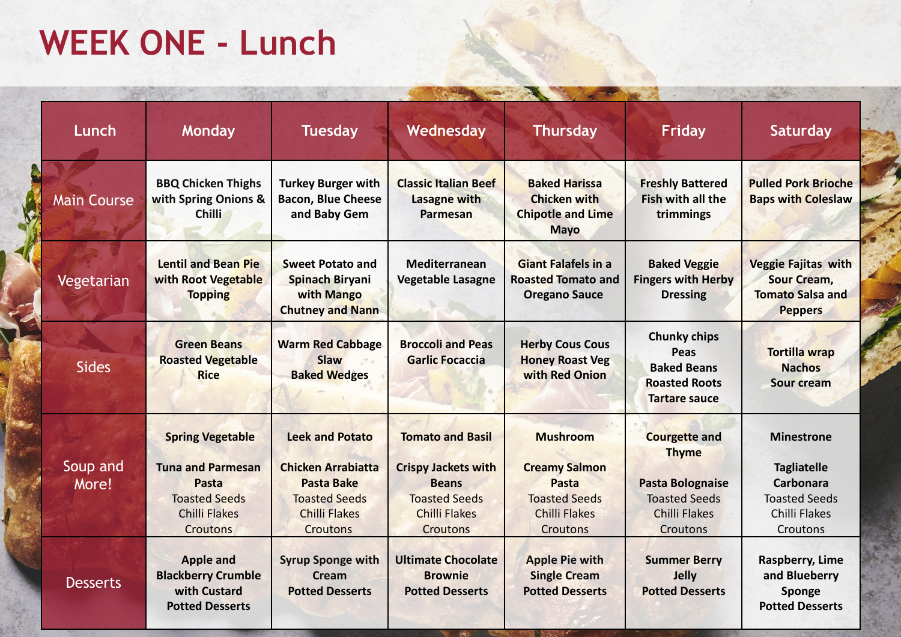# WEEK ONE - Lunch

| Lunch | Monday | Tuesday | Wednesday | Thursday | Friday | Saturday |
|---|---|---|---|---|---|---|
| Main Course | **BBQ Chicken Thighs with Spring Onions & Chilli** | **Turkey Burger with Bacon, Blue Cheese and Baby Gem** | **Classic Italian Beef Lasagne with Parmesan** | **Baked Harissa Chicken with Chipotle and Lime Mayo** | **Freshly Battered Fish with all the trimmings** | **Pulled Pork Brioche Baps with Coleslaw** |
| Vegetarian | **Lentil and Bean Pie with Root Vegetable Topping** | **Sweet Potato and Spinach Biryani with Mango Chutney and Nann** | **Mediterranean Vegetable Lasagne** | **Giant Falafels in a Roasted Tomato and Oregano Sauce** | **Baked Veggie Fingers with Herby Dressing** | **Veggie Fajitas with Sour Cream, Tomato Salsa and Peppers** |
| Sides | **Green Beans**<br>**Roasted Vegetable Rice** | **Warm Red Cabbage Slaw**<br>**Baked Wedges** | **Broccoli and Peas**<br>**Garlic Focaccia** | **Herby Cous Cous**<br>**Honey Roast Veg with Red Onion** | **Chunky chips**<br>**Peas**<br>**Baked Beans**<br>**Roasted Roots**<br>**Tartare sauce** | **Tortilla wrap**<br>**Nachos**<br>**Sour cream** |
| Soup and More! | **Spring Vegetable**<br><br>**Tuna and Parmesan Pasta**<br>Toasted Seeds<br>Chilli Flakes<br>Croutons | **Leek and Potato**<br><br>**Chicken Arrabiatta Pasta Bake**<br>Toasted Seeds<br>Chilli Flakes<br>Croutons | **Tomato and Basil**<br><br>**Crispy Jackets with Beans**<br>Toasted Seeds<br>Chilli Flakes<br>Croutons | **Mushroom**<br><br>**Creamy Salmon Pasta**<br>Toasted Seeds<br>Chilli Flakes<br>Croutons | **Courgette and Thyme**<br><br>**Pasta Bolognaise**<br>Toasted Seeds<br>Chilli Flakes<br>Croutons | **Minestrone**<br><br>**Tagliatelle Carbonara**<br>Toasted Seeds<br>Chilli Flakes<br>Croutons |
| Desserts | **Apple and Blackberry Crumble with Custard**<br>**Potted Desserts** | **Syrup Sponge with Cream**<br>**Potted Desserts** | **Ultimate Chocolate Brownie**<br>**Potted Desserts** | **Apple Pie with Single Cream**<br>**Potted Desserts** | **Summer Berry Jelly**<br>**Potted Desserts** | **Raspberry, Lime and Blueberry Sponge**<br>**Potted Desserts** |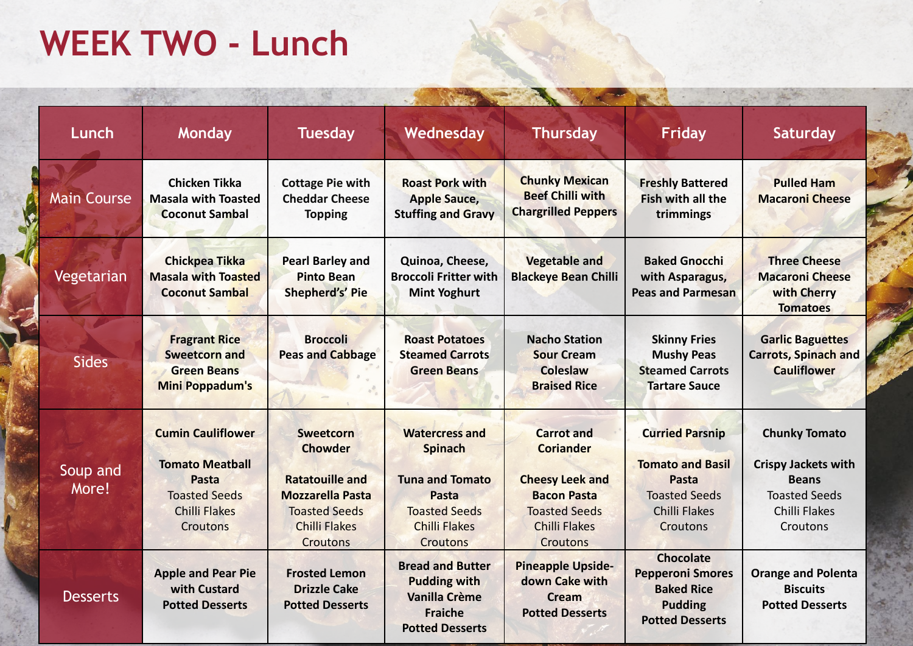# WEEK TWO - Lunch

| Lunch | Monday | Tuesday | Wednesday | Thursday | Friday | Saturday |
|---|---|---|---|---|---|---|
| Main Course | **Chicken Tikka Masala with Toasted Coconut Sambal** | **Cottage Pie with Cheddar Cheese Topping** | **Roast Pork with Apple Sauce, Stuffing and Gravy** | **Chunky Mexican Beef Chilli with Chargrilled Peppers** | **Freshly Battered Fish with all the trimmings** | **Pulled Ham Macaroni Cheese** |
| Vegetarian | **Chickpea Tikka Masala with Toasted Coconut Sambal** | **Pearl Barley and Pinto Bean Shepherd's' Pie** | **Quinoa, Cheese, Broccoli Fritter with Mint Yoghurt** | **Vegetable and Blackeye Bean Chilli** | **Baked Gnocchi with Asparagus, Peas and Parmesan** | **Three Cheese Macaroni Cheese with Cherry Tomatoes** |
| Sides | **Fragrant Rice<br>Sweetcorn and Green Beans<br>Mini Poppadum's** | **Broccoli<br>Peas and Cabbage** | **Roast Potatoes<br>Steamed Carrots<br>Green Beans** | **Nacho Station<br>Sour Cream<br>Coleslaw<br>Braised Rice** | **Skinny Fries<br>Mushy Peas<br>Steamed Carrots<br>Tartare Sauce** | **Garlic Baguettes<br>Carrots, Spinach and Cauliflower** |
| Soup and More! | **Cumin Cauliflower**<br><br>**Tomato Meatball Pasta**<br>Toasted Seeds<br>Chilli Flakes<br>Croutons | **Sweetcorn Chowder**<br><br>**Ratatouille and Mozzarella Pasta**<br>Toasted Seeds<br>Chilli Flakes<br>Croutons | **Watercress and Spinach**<br><br>**Tuna and Tomato Pasta**<br>Toasted Seeds<br>Chilli Flakes<br>Croutons | **Carrot and Coriander**<br><br>**Cheesy Leek and Bacon Pasta**<br>Toasted Seeds<br>Chilli Flakes<br>Croutons | **Curried Parsnip**<br><br>**Tomato and Basil Pasta**<br>Toasted Seeds<br>Chilli Flakes<br>Croutons | **Chunky Tomato**<br><br>**Crispy Jackets with Beans**<br>Toasted Seeds<br>Chilli Flakes<br>Croutons |
| Desserts | **Apple and Pear Pie with Custard<br>Potted Desserts** | **Frosted Lemon Drizzle Cake<br>Potted Desserts** | **Bread and Butter Pudding with Vanilla Crème Fraiche<br>Potted Desserts** | **Pineapple Upside-down Cake with Cream<br>Potted Desserts** | **Chocolate Pepperoni Smores<br>Baked Rice Pudding<br>Potted Desserts** | **Orange and Polenta Biscuits<br>Potted Desserts** |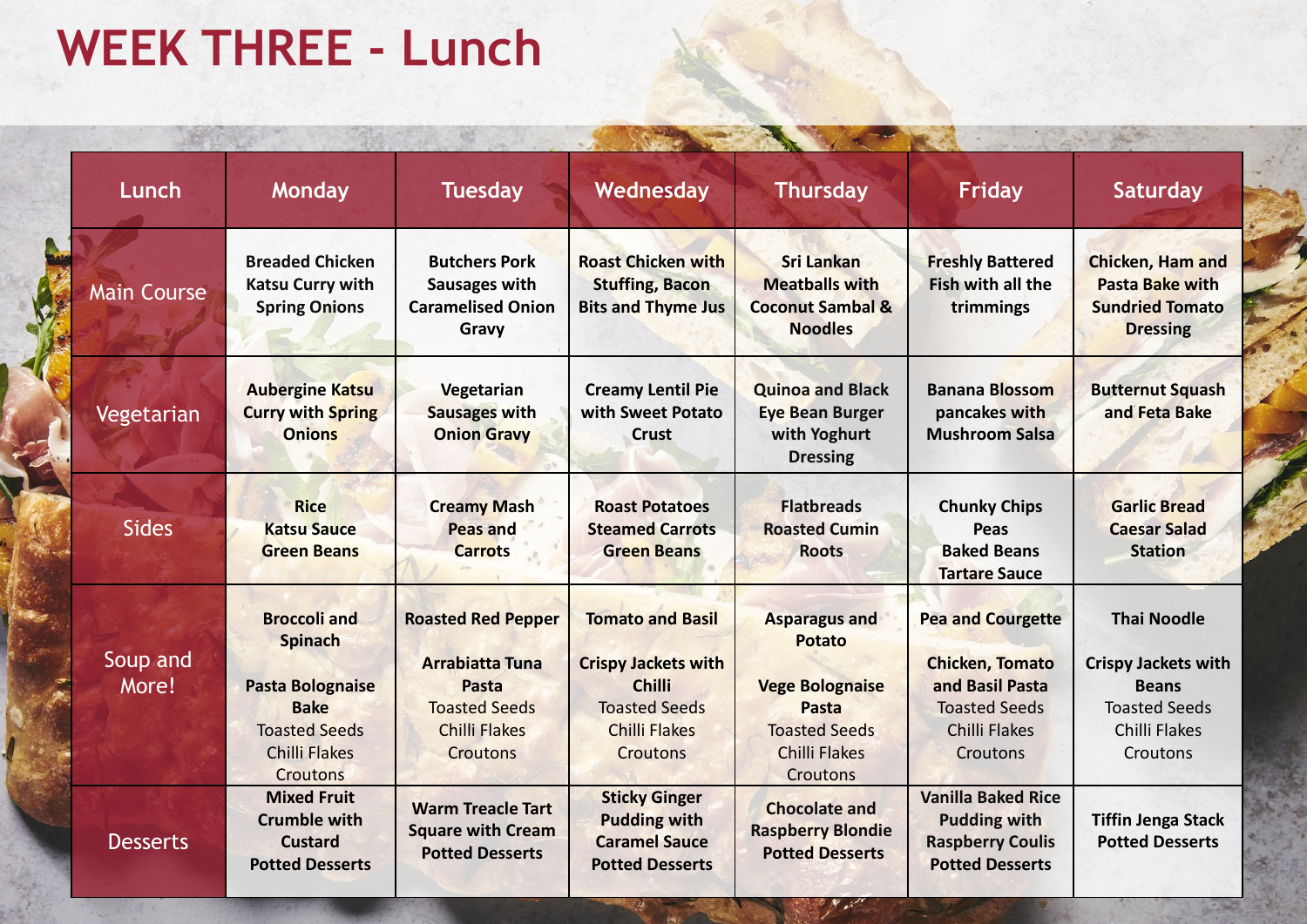# WEEK THREE - Lunch

| Lunch | Monday | Tuesday | Wednesday | Thursday | Friday | Saturday |
|---|---|---|---|---|---|---|
| Main Course | **Breaded Chicken Katsu Curry with Spring Onions** | **Butchers Pork Sausages with Caramelised Onion Gravy** | **Roast Chicken with Stuffing, Bacon Bits and Thyme Jus** | **Sri Lankan Meatballs with Coconut Sambal & Noodles** | **Freshly Battered Fish with all the trimmings** | **Chicken, Ham and Pasta Bake with Sundried Tomato Dressing** |
| Vegetarian | **Aubergine Katsu Curry with Spring Onions** | **Vegetarian Sausages with Onion Gravy** | **Creamy Lentil Pie with Sweet Potato Crust** | **Quinoa and Black Eye Bean Burger with Yoghurt Dressing** | **Banana Blossom pancakes with Mushroom Salsa** | **Butternut Squash and Feta Bake** |
| Sides | **Rice**<br>**Katsu Sauce**<br>**Green Beans** | **Creamy Mash**<br>**Peas and Carrots** | **Roast Potatoes**<br>**Steamed Carrots**<br>**Green Beans** | **Flatbreads**<br>**Roasted Cumin Roots** | **Chunky Chips**<br>**Peas**<br>**Baked Beans**<br>**Tartare Sauce** | **Garlic Bread**<br>**Caesar Salad Station** |
| Soup and More! | **Broccoli and Spinach**<br><br>**Pasta Bolognaise Bake**<br>Toasted Seeds<br>Chilli Flakes<br>Croutons | **Roasted Red Pepper**<br><br>**Arrabiatta Tuna Pasta**<br>Toasted Seeds<br>Chilli Flakes<br>Croutons | **Tomato and Basil**<br><br>**Crispy Jackets with Chilli**<br>Toasted Seeds<br>Chilli Flakes<br>Croutons | **Asparagus and Potato**<br><br>**Vege Bolognaise Pasta**<br>Toasted Seeds<br>Chilli Flakes<br>Croutons | **Pea and Courgette**<br><br>**Chicken, Tomato and Basil Pasta**<br>Toasted Seeds<br>Chilli Flakes<br>Croutons | **Thai Noodle**<br><br>**Crispy Jackets with Beans**<br>Toasted Seeds<br>Chilli Flakes<br>Croutons |
| Desserts | **Mixed Fruit Crumble with Custard**<br>**Potted Desserts** | **Warm Treacle Tart Square with Cream**<br>**Potted Desserts** | **Sticky Ginger Pudding with Caramel Sauce**<br>**Potted Desserts** | **Chocolate and Raspberry Blondie**<br>**Potted Desserts** | **Vanilla Baked Rice Pudding with Raspberry Coulis**<br>**Potted Desserts** | **Tiffin Jenga Stack**<br>**Potted Desserts** |